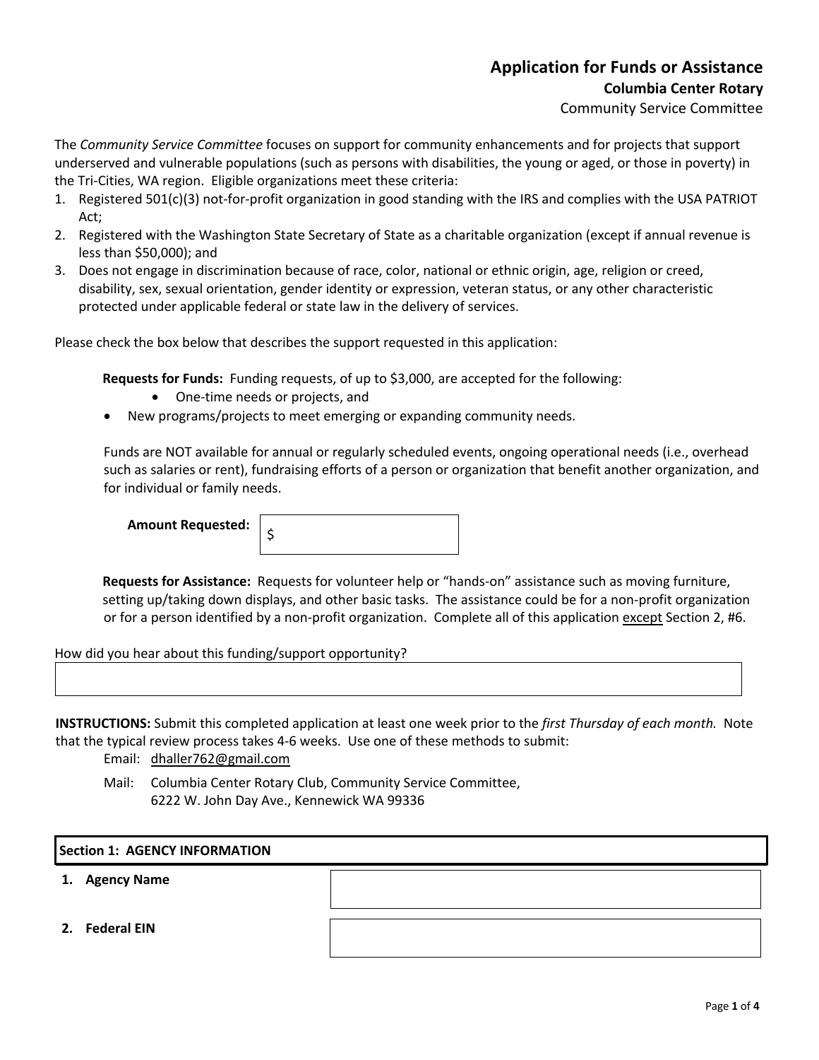# Application for Funds or Assistance

## Columbia Center Rotary

Community Service Committee

The *Community Service Committee* focuses on support for community enhancements and for projects that support underserved and vulnerable populations (such as persons with disabilities, the young or aged, or those in poverty) in the Tri-Cities, WA region. Eligible organizations meet these criteria:

1. Registered 501(c)(3) not-for-profit organization in good standing with the IRS and complies with the USA PATRIOT Act;
2. Registered with the Washington State Secretary of State as a charitable organization (except if annual revenue is less than $50,000); and
3. Does not engage in discrimination because of race, color, national or ethnic origin, age, religion or creed, disability, sex, sexual orientation, gender identity or expression, veteran status, or any other characteristic protected under applicable federal or state law in the delivery of services.

Please check the box below that describes the support requested in this application:

**Requests for Funds:** Funding requests, of up to $3,000, are accepted for the following:

- One-time needs or projects, and
- New programs/projects to meet emerging or expanding community needs.

Funds are NOT available for annual or regularly scheduled events, ongoing operational needs (i.e., overhead such as salaries or rent), fundraising efforts of a person or organization that benefit another organization, and for individual or family needs.

**Amount Requested:** $

**Requests for Assistance:** Requests for volunteer help or "hands-on" assistance such as moving furniture, setting up/taking down displays, and other basic tasks. The assistance could be for a non-profit organization or for a person identified by a non-profit organization. Complete all of this application <u>except</u> Section 2, #6.

How did you hear about this funding/support opportunity?

**INSTRUCTIONS:** Submit this completed application at least one week prior to the *first Thursday of each month.* Note that the typical review process takes 4-6 weeks. Use one of these methods to submit:

Email: dhaller762@gmail.com

Mail: Columbia Center Rotary Club, Community Service Committee,
6222 W. John Day Ave., Kennewick WA 99336

| **Section 1: AGENCY INFORMATION** | |
|---|---|
| **1. Agency Name** | |
| **2. Federal EIN** | |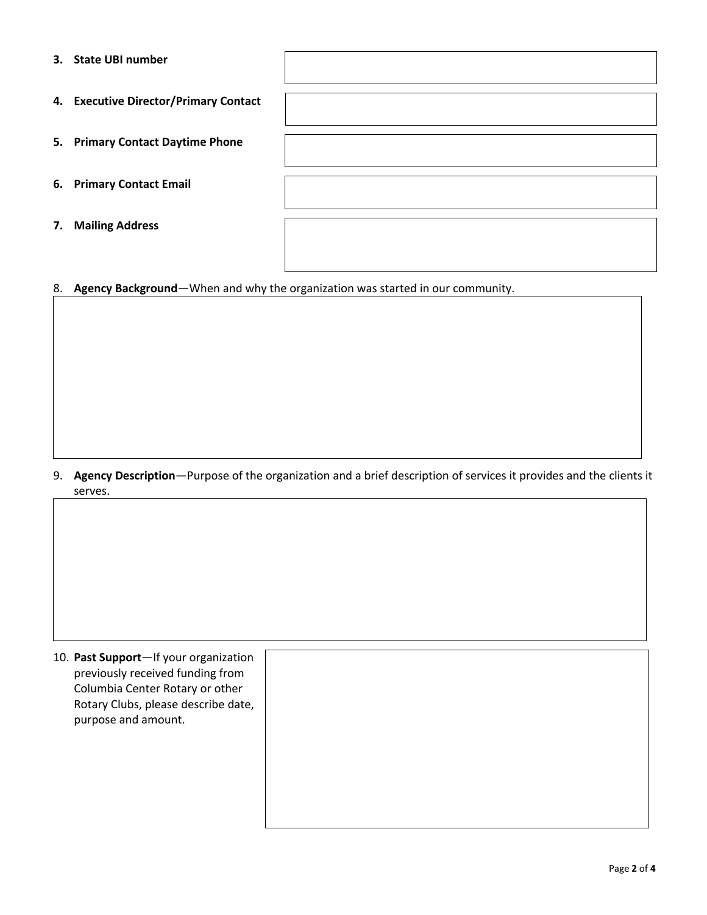3. **State UBI number**

4. **Executive Director/Primary Contact**

5. **Primary Contact Daytime Phone**

6. **Primary Contact Email**

7. **Mailing Address**

8. **Agency Background**—When and why the organization was started in our community.

9. **Agency Description**—Purpose of the organization and a brief description of services it provides and the clients it serves.

10. **Past Support**—If your organization previously received funding from Columbia Center Rotary or other Rotary Clubs, please describe date, purpose and amount.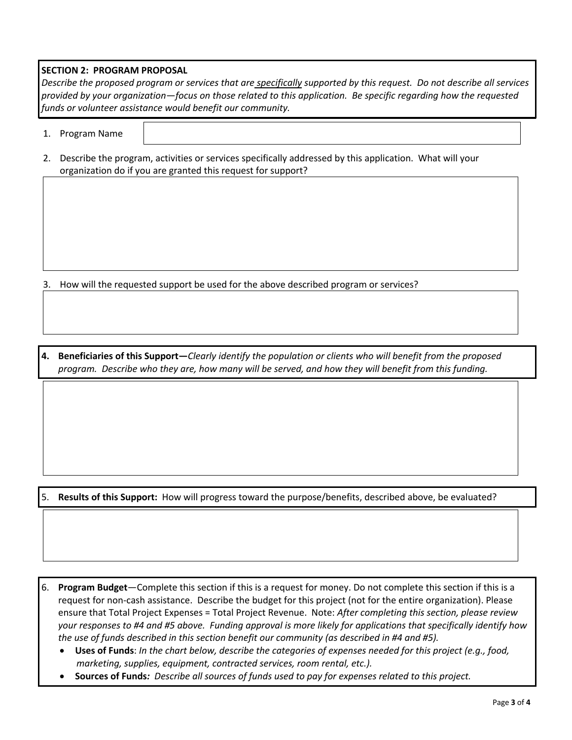**SECTION 2: PROGRAM PROPOSAL**

*Describe the proposed program or services that are <u>specifically</u> supported by this request. Do not describe all services provided by your organization—focus on those related to this application. Be specific regarding how the requested funds or volunteer assistance would benefit our community.*

1. Program Name

2. Describe the program, activities or services specifically addressed by this application. What will your organization do if you are granted this request for support?

3. How will the requested support be used for the above described program or services?

4. **Beneficiaries of this Support—***Clearly identify the population or clients who will benefit from the proposed program. Describe who they are, how many will be served, and how they will benefit from this funding.*

5. **Results of this Support:** How will progress toward the purpose/benefits, described above, be evaluated?

6. **Program Budget**—Complete this section if this is a request for money. Do not complete this section if this is a request for non-cash assistance. Describe the budget for this project (not for the entire organization). Please ensure that Total Project Expenses = Total Project Revenue. Note: *After completing this section, please review your responses to #4 and #5 above. Funding approval is more likely for applications that specifically identify how the use of funds described in this section benefit our community (as described in #4 and #5).*
   - **Uses of Funds**: *In the chart below, describe the categories of expenses needed for this project (e.g., food, marketing, supplies, equipment, contracted services, room rental, etc.).*
   - **Sources of Funds***: Describe all sources of funds used to pay for expenses related to this project.*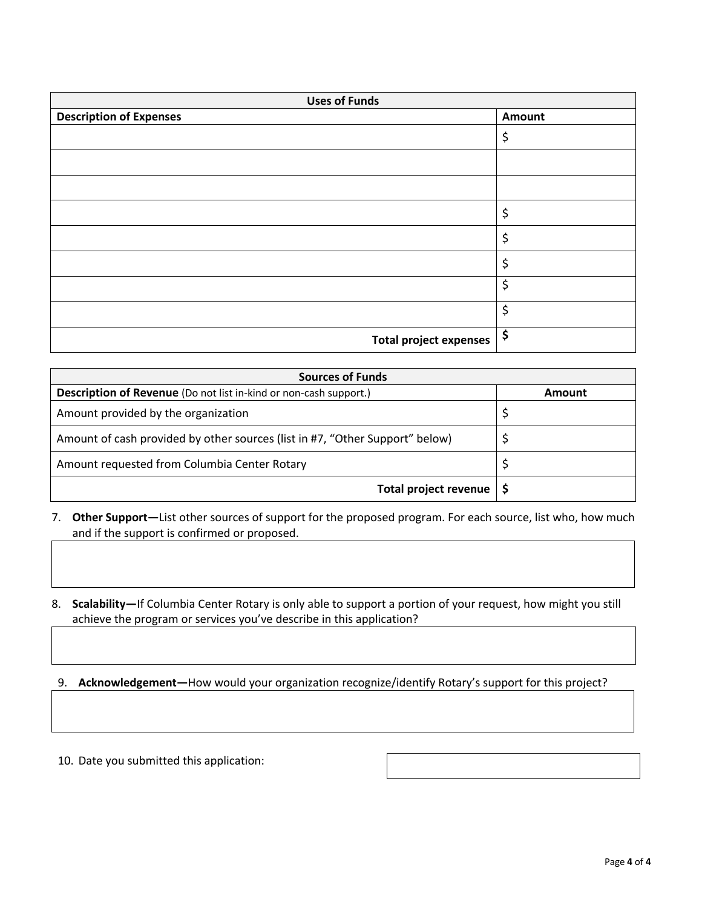| Uses of Funds | |
|---|---|
| **Description of Expenses** | **Amount** |
| | $ |
| | |
| | |
| | $ |
| | $ |
| | $ |
| | $ |
| | $ |
| **Total project expenses** | **$** |

| Sources of Funds | |
|---|---|
| **Description of Revenue** (Do not list in-kind or non-cash support.) | **Amount** |
| Amount provided by the organization | $ |
| Amount of cash provided by other sources (list in #7, "Other Support" below) | $ |
| Amount requested from Columbia Center Rotary | $ |
| **Total project revenue** | **$** |

7. **Other Support—**List other sources of support for the proposed program. For each source, list who, how much and if the support is confirmed or proposed.

8. **Scalability—**If Columbia Center Rotary is only able to support a portion of your request, how might you still achieve the program or services you've describe in this application?

9. **Acknowledgement—**How would your organization recognize/identify Rotary's support for this project?

10. Date you submitted this application: